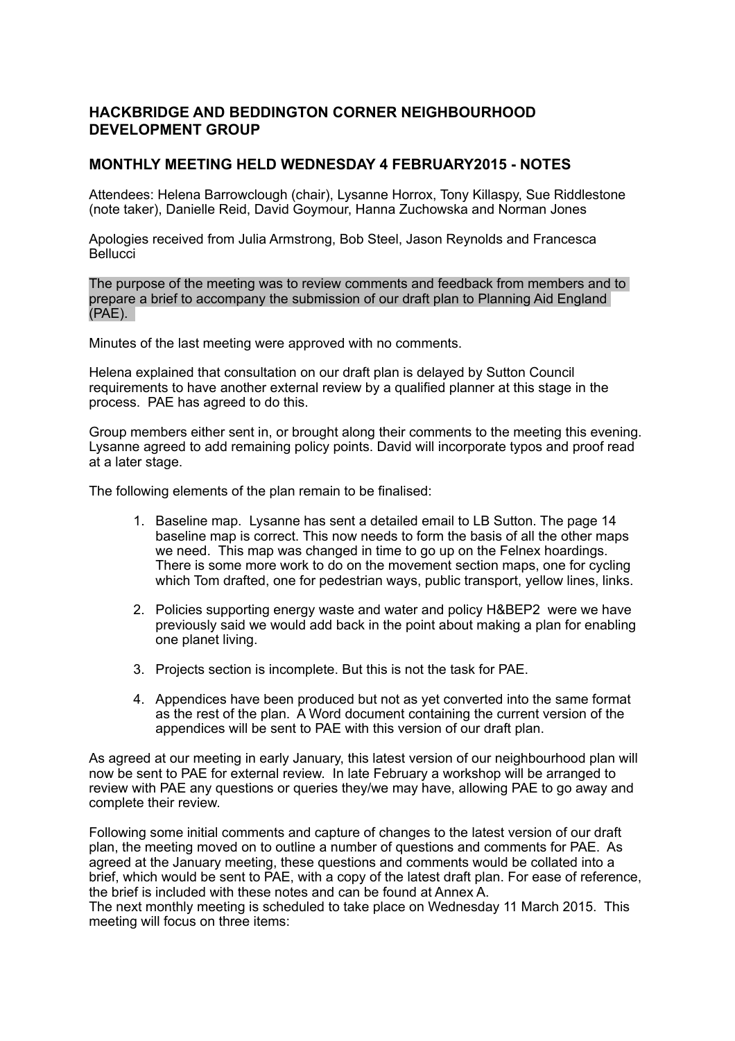## HACKBRIDGE AND BEDDINGTON CORNER NEIGHBOURHOOD DEVELOPMENT GROUP

## MONTHLY MEETING HELD WEDNESDAY 4 FEBRUARY2015 - NOTES

Attendees: Helena Barrowclough (chair), Lysanne Horrox, Tony Killaspy, Sue Riddlestone (note taker), Danielle Reid, David Goymour, Hanna Zuchowska and Norman Jones

Apologies received from Julia Armstrong, Bob Steel, Jason Reynolds and Francesca Bellucci

The purpose of the meeting was to review comments and feedback from members and to prepare a brief to accompany the submission of our draft plan to Planning Aid England (PAE).

Minutes of the last meeting were approved with no comments.

Helena explained that consultation on our draft plan is delayed by Sutton Council requirements to have another external review by a qualified planner at this stage in the process. PAE has agreed to do this.

Group members either sent in, or brought along their comments to the meeting this evening. Lysanne agreed to add remaining policy points. David will incorporate typos and proof read at a later stage.

The following elements of the plan remain to be finalised:

1. Baseline map. Lysanne has sent a detailed email to LB Sutton. The page 14 baseline map is correct. This now needs to form the basis of all the other maps we need. This map was changed in time to go up on the Felnex hoardings. There is some more work to do on the movement section maps, one for cycling which Tom drafted, one for pedestrian ways, public transport, yellow lines, links.
2. Policies supporting energy waste and water and policy H&BEP2 were we have previously said we would add back in the point about making a plan for enabling one planet living.
3. Projects section is incomplete. But this is not the task for PAE.
4. Appendices have been produced but not as yet converted into the same format as the rest of the plan. A Word document containing the current version of the appendices will be sent to PAE with this version of our draft plan.

As agreed at our meeting in early January, this latest version of our neighbourhood plan will now be sent to PAE for external review. In late February a workshop will be arranged to review with PAE any questions or queries they/we may have, allowing PAE to go away and complete their review.

Following some initial comments and capture of changes to the latest version of our draft plan, the meeting moved on to outline a number of questions and comments for PAE. As agreed at the January meeting, these questions and comments would be collated into a brief, which would be sent to PAE, with a copy of the latest draft plan. For ease of reference, the brief is included with these notes and can be found at Annex A.

The next monthly meeting is scheduled to take place on Wednesday 11 March 2015. This meeting will focus on three items: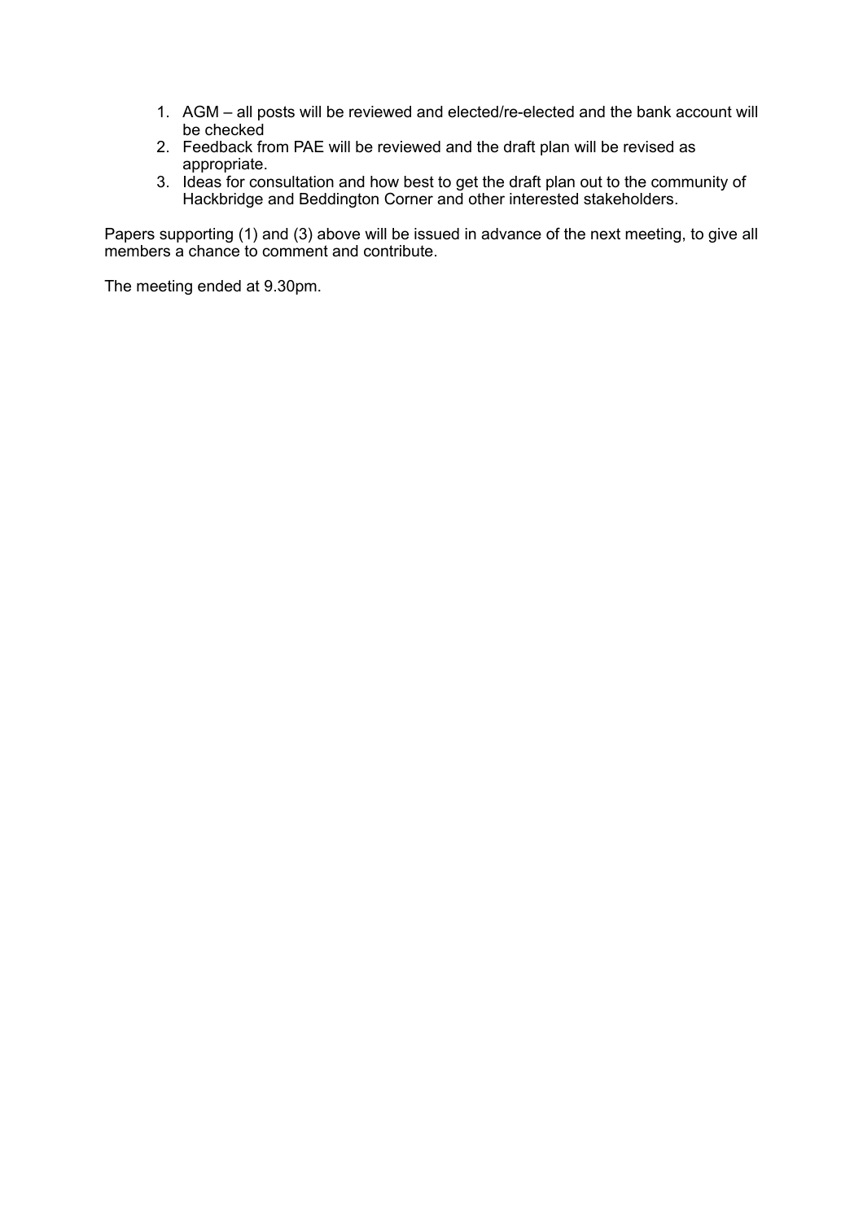1. AGM – all posts will be reviewed and elected/re-elected and the bank account will be checked
2. Feedback from PAE will be reviewed and the draft plan will be revised as appropriate.
3. Ideas for consultation and how best to get the draft plan out to the community of Hackbridge and Beddington Corner and other interested stakeholders.

Papers supporting (1) and (3) above will be issued in advance of the next meeting, to give all members a chance to comment and contribute.

The meeting ended at 9.30pm.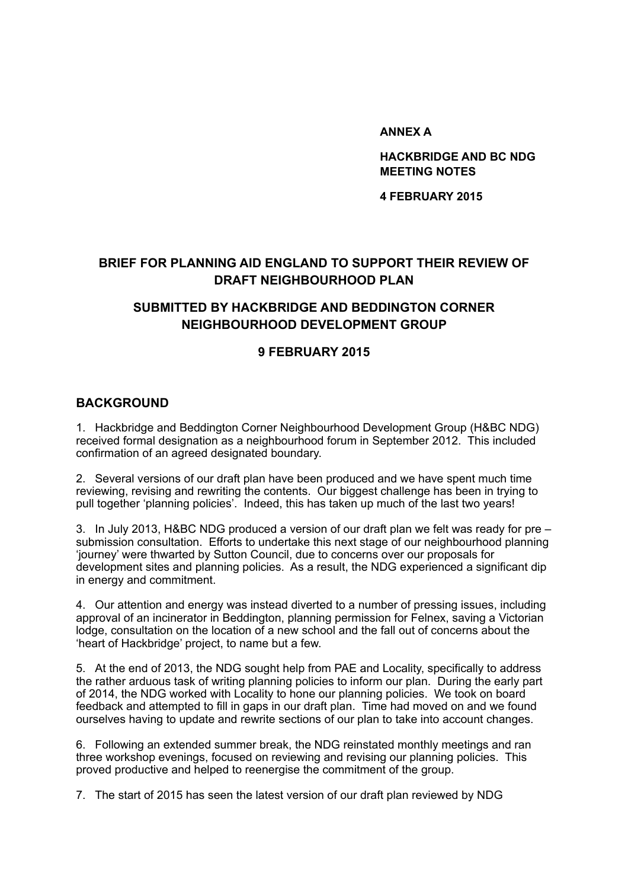**ANNEX A**

**HACKBRIDGE AND BC NDG MEETING NOTES**

**4 FEBRUARY 2015**

# BRIEF FOR PLANNING AID ENGLAND TO SUPPORT THEIR REVIEW OF DRAFT NEIGHBOURHOOD PLAN

## SUBMITTED BY HACKBRIDGE AND BEDDINGTON CORNER NEIGHBOURHOOD DEVELOPMENT GROUP

## 9 FEBRUARY 2015

## BACKGROUND

1. Hackbridge and Beddington Corner Neighbourhood Development Group (H&BC NDG) received formal designation as a neighbourhood forum in September 2012. This included confirmation of an agreed designated boundary.

2. Several versions of our draft plan have been produced and we have spent much time reviewing, revising and rewriting the contents. Our biggest challenge has been in trying to pull together 'planning policies'. Indeed, this has taken up much of the last two years!

3. In July 2013, H&BC NDG produced a version of our draft plan we felt was ready for pre – submission consultation. Efforts to undertake this next stage of our neighbourhood planning 'journey' were thwarted by Sutton Council, due to concerns over our proposals for development sites and planning policies. As a result, the NDG experienced a significant dip in energy and commitment.

4. Our attention and energy was instead diverted to a number of pressing issues, including approval of an incinerator in Beddington, planning permission for Felnex, saving a Victorian lodge, consultation on the location of a new school and the fall out of concerns about the 'heart of Hackbridge' project, to name but a few.

5. At the end of 2013, the NDG sought help from PAE and Locality, specifically to address the rather arduous task of writing planning policies to inform our plan. During the early part of 2014, the NDG worked with Locality to hone our planning policies. We took on board feedback and attempted to fill in gaps in our draft plan. Time had moved on and we found ourselves having to update and rewrite sections of our plan to take into account changes.

6. Following an extended summer break, the NDG reinstated monthly meetings and ran three workshop evenings, focused on reviewing and revising our planning policies. This proved productive and helped to reenergise the commitment of the group.

7. The start of 2015 has seen the latest version of our draft plan reviewed by NDG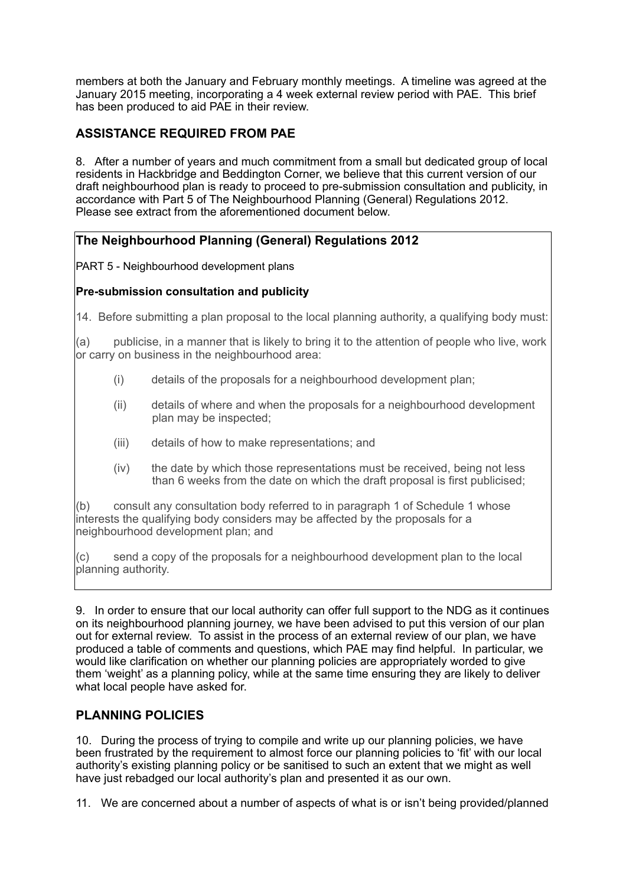members at both the January and February monthly meetings. A timeline was agreed at the January 2015 meeting, incorporating a 4 week external review period with PAE. This brief has been produced to aid PAE in their review.

## ASSISTANCE REQUIRED FROM PAE

8. After a number of years and much commitment from a small but dedicated group of local residents in Hackbridge and Beddington Corner, we believe that this current version of our draft neighbourhood plan is ready to proceed to pre-submission consultation and publicity, in accordance with Part 5 of The Neighbourhood Planning (General) Regulations 2012. Please see extract from the aforementioned document below.

> **The Neighbourhood Planning (General) Regulations 2012**
>
> PART 5 - Neighbourhood development plans
>
> **Pre-submission consultation and publicity**
>
> 14. Before submitting a plan proposal to the local planning authority, a qualifying body must:
>
> (a) publicise, in a manner that is likely to bring it to the attention of people who live, work or carry on business in the neighbourhood area:
>
> (i) details of the proposals for a neighbourhood development plan;
>
> (ii) details of where and when the proposals for a neighbourhood development plan may be inspected;
>
> (iii) details of how to make representations; and
>
> (iv) the date by which those representations must be received, being not less than 6 weeks from the date on which the draft proposal is first publicised;
>
> (b) consult any consultation body referred to in paragraph 1 of Schedule 1 whose interests the qualifying body considers may be affected by the proposals for a neighbourhood development plan; and
>
> (c) send a copy of the proposals for a neighbourhood development plan to the local planning authority.

9. In order to ensure that our local authority can offer full support to the NDG as it continues on its neighbourhood planning journey, we have been advised to put this version of our plan out for external review. To assist in the process of an external review of our plan, we have produced a table of comments and questions, which PAE may find helpful. In particular, we would like clarification on whether our planning policies are appropriately worded to give them 'weight' as a planning policy, while at the same time ensuring they are likely to deliver what local people have asked for.

## PLANNING POLICIES

10. During the process of trying to compile and write up our planning policies, we have been frustrated by the requirement to almost force our planning policies to 'fit' with our local authority's existing planning policy or be sanitised to such an extent that we might as well have just rebadged our local authority's plan and presented it as our own.

11. We are concerned about a number of aspects of what is or isn't being provided/planned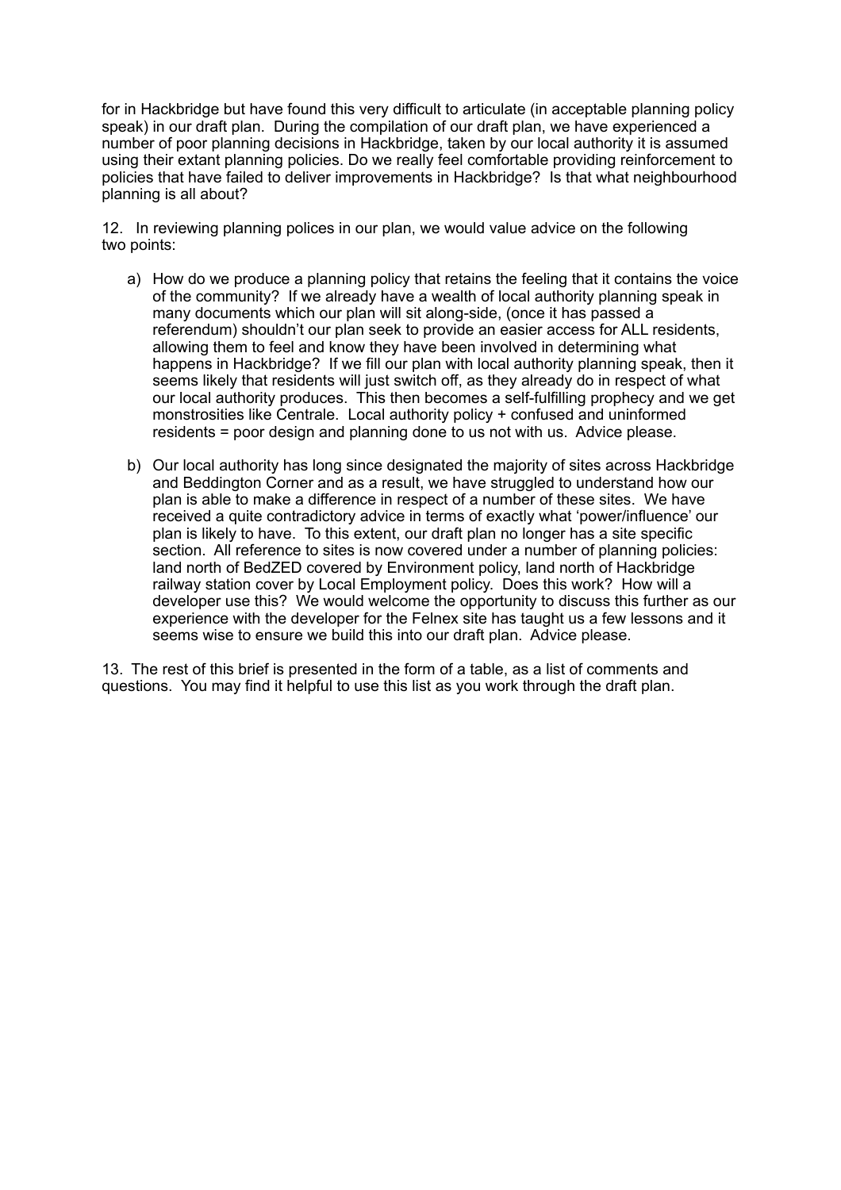for in Hackbridge but have found this very difficult to articulate (in acceptable planning policy speak) in our draft plan. During the compilation of our draft plan, we have experienced a number of poor planning decisions in Hackbridge, taken by our local authority it is assumed using their extant planning policies. Do we really feel comfortable providing reinforcement to policies that have failed to deliver improvements in Hackbridge? Is that what neighbourhood planning is all about?

12. In reviewing planning polices in our plan, we would value advice on the following two points:

a) How do we produce a planning policy that retains the feeling that it contains the voice of the community? If we already have a wealth of local authority planning speak in many documents which our plan will sit along-side, (once it has passed a referendum) shouldn't our plan seek to provide an easier access for ALL residents, allowing them to feel and know they have been involved in determining what happens in Hackbridge? If we fill our plan with local authority planning speak, then it seems likely that residents will just switch off, as they already do in respect of what our local authority produces. This then becomes a self-fulfilling prophecy and we get monstrosities like Centrale. Local authority policy + confused and uninformed residents = poor design and planning done to us not with us. Advice please.

b) Our local authority has long since designated the majority of sites across Hackbridge and Beddington Corner and as a result, we have struggled to understand how our plan is able to make a difference in respect of a number of these sites. We have received a quite contradictory advice in terms of exactly what 'power/influence' our plan is likely to have. To this extent, our draft plan no longer has a site specific section. All reference to sites is now covered under a number of planning policies: land north of BedZED covered by Environment policy, land north of Hackbridge railway station cover by Local Employment policy. Does this work? How will a developer use this? We would welcome the opportunity to discuss this further as our experience with the developer for the Felnex site has taught us a few lessons and it seems wise to ensure we build this into our draft plan. Advice please.

13. The rest of this brief is presented in the form of a table, as a list of comments and questions. You may find it helpful to use this list as you work through the draft plan.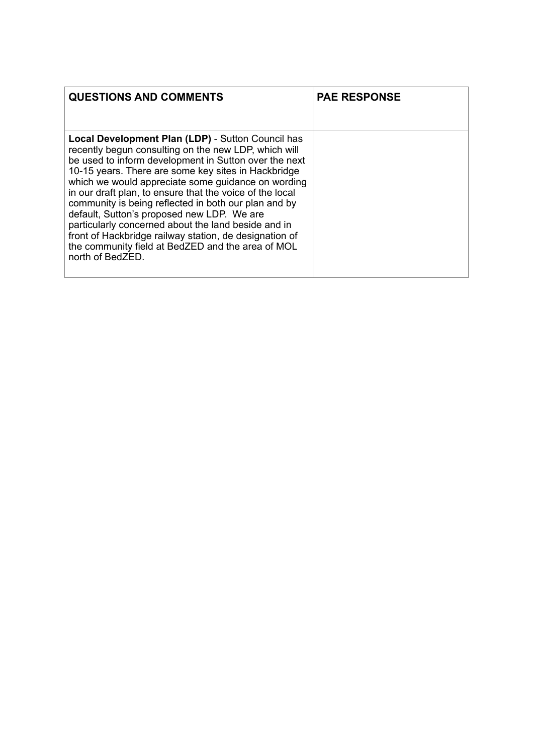| **QUESTIONS AND COMMENTS** | **PAE RESPONSE** |
|---|---|
| **Local Development Plan (LDP)** - Sutton Council has recently begun consulting on the new LDP, which will be used to inform development in Sutton over the next 10-15 years. There are some key sites in Hackbridge which we would appreciate some guidance on wording in our draft plan, to ensure that the voice of the local community is being reflected in both our plan and by default, Sutton's proposed new LDP. We are particularly concerned about the land beside and in front of Hackbridge railway station, de designation of the community field at BedZED and the area of MOL north of BedZED. | |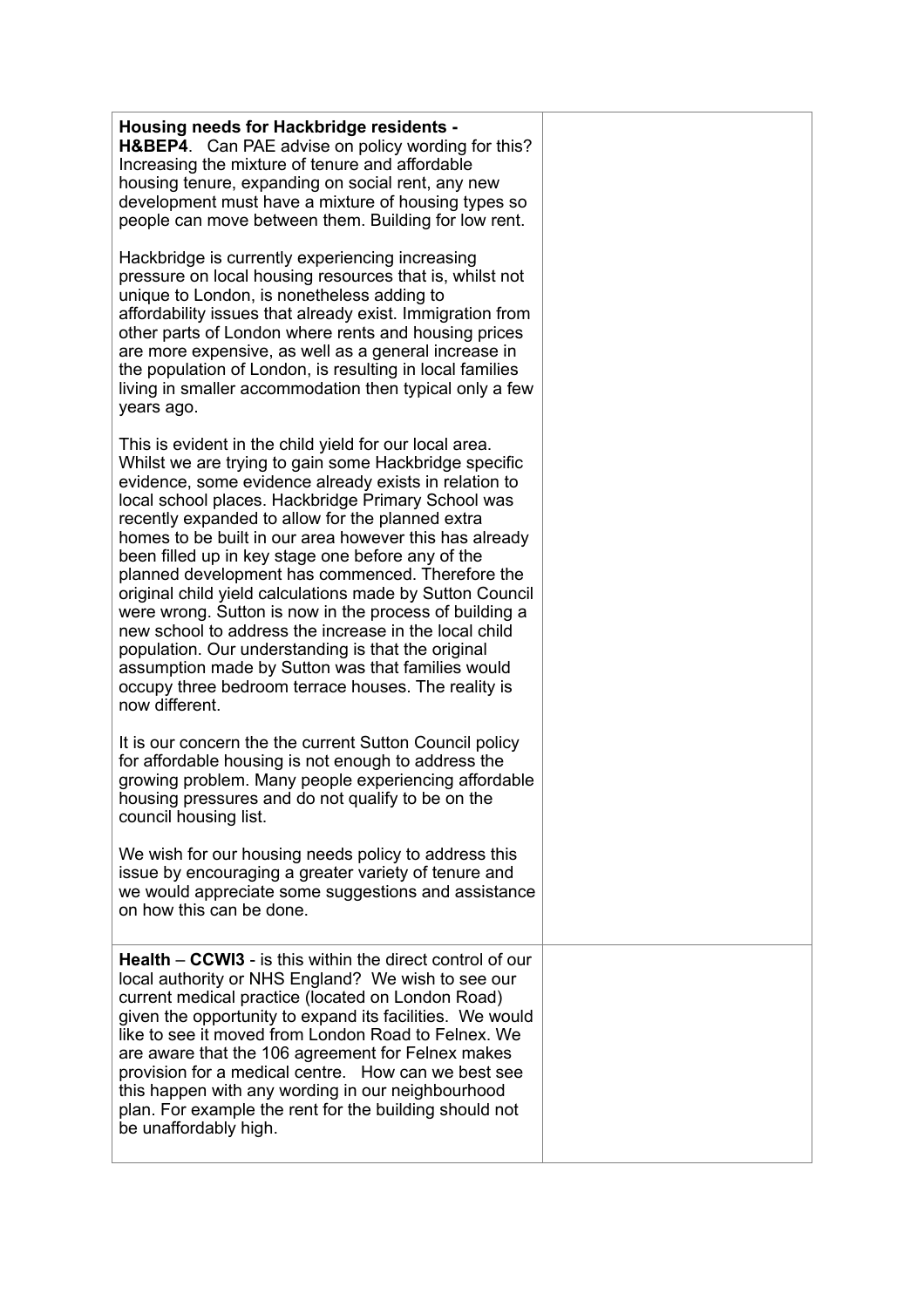| | |
|---|---|
| **Housing needs for Hackbridge residents - H&BEP4**. Can PAE advise on policy wording for this? Increasing the mixture of tenure and affordable housing tenure, expanding on social rent, any new development must have a mixture of housing types so people can move between them. Building for low rent.<br><br>Hackbridge is currently experiencing increasing pressure on local housing resources that is, whilst not unique to London, is nonetheless adding to affordability issues that already exist. Immigration from other parts of London where rents and housing prices are more expensive, as well as a general increase in the population of London, is resulting in local families living in smaller accommodation then typical only a few years ago.<br><br>This is evident in the child yield for our local area. Whilst we are trying to gain some Hackbridge specific evidence, some evidence already exists in relation to local school places. Hackbridge Primary School was recently expanded to allow for the planned extra homes to be built in our area however this has already been filled up in key stage one before any of the planned development has commenced. Therefore the original child yield calculations made by Sutton Council were wrong. Sutton is now in the process of building a new school to address the increase in the local child population. Our understanding is that the original assumption made by Sutton was that families would occupy three bedroom terrace houses. The reality is now different.<br><br>It is our concern the the current Sutton Council policy for affordable housing is not enough to address the growing problem. Many people experiencing affordable housing pressures and do not qualify to be on the council housing list.<br><br>We wish for our housing needs policy to address this issue by encouraging a greater variety of tenure and we would appreciate some suggestions and assistance on how this can be done. | |
| **Health** – **CCWI3** - is this within the direct control of our local authority or NHS England? We wish to see our current medical practice (located on London Road) given the opportunity to expand its facilities. We would like to see it moved from London Road to Felnex. We are aware that the 106 agreement for Felnex makes provision for a medical centre. How can we best see this happen with any wording in our neighbourhood plan. For example the rent for the building should not be unaffordably high. | |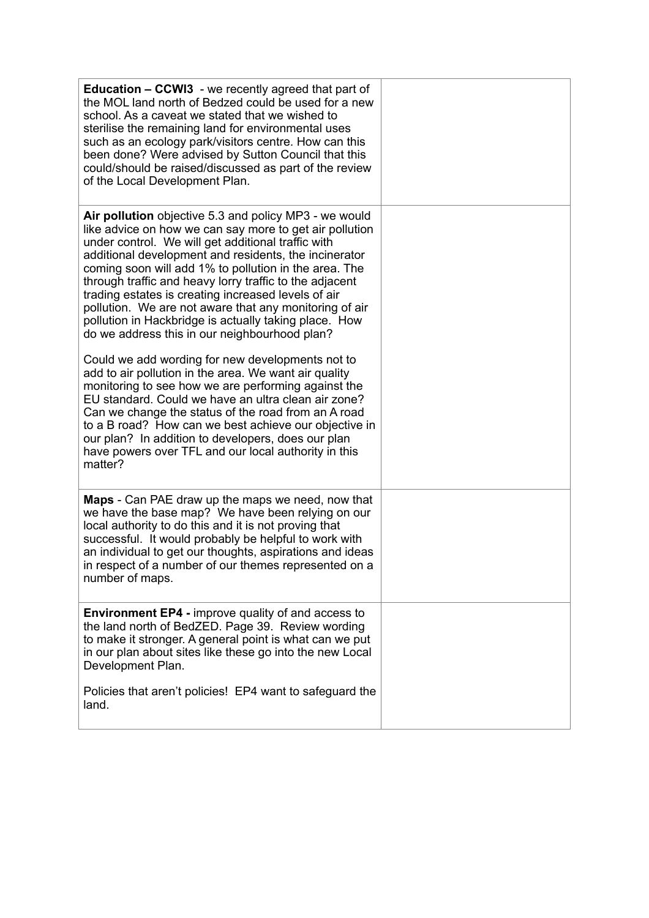| | |
|---|---|
| **Education – CCWI3** - we recently agreed that part of the MOL land north of Bedzed could be used for a new school. As a caveat we stated that we wished to sterilise the remaining land for environmental uses such as an ecology park/visitors centre. How can this been done? Were advised by Sutton Council that this could/should be raised/discussed as part of the review of the Local Development Plan. | |
| **Air pollution** objective 5.3 and policy MP3 - we would like advice on how we can say more to get air pollution under control. We will get additional traffic with additional development and residents, the incinerator coming soon will add 1% to pollution in the area. The through traffic and heavy lorry traffic to the adjacent trading estates is creating increased levels of air pollution. We are not aware that any monitoring of air pollution in Hackbridge is actually taking place. How do we address this in our neighbourhood plan?<br><br>Could we add wording for new developments not to add to air pollution in the area. We want air quality monitoring to see how we are performing against the EU standard. Could we have an ultra clean air zone? Can we change the status of the road from an A road to a B road? How can we best achieve our objective in our plan? In addition to developers, does our plan have powers over TFL and our local authority in this matter? | |
| **Maps** - Can PAE draw up the maps we need, now that we have the base map? We have been relying on our local authority to do this and it is not proving that successful. It would probably be helpful to work with an individual to get our thoughts, aspirations and ideas in respect of a number of our themes represented on a number of maps. | |
| **Environment EP4 -** improve quality of and access to the land north of BedZED. Page 39. Review wording to make it stronger. A general point is what can we put in our plan about sites like these go into the new Local Development Plan.<br><br>Policies that aren't policies! EP4 want to safeguard the land. | |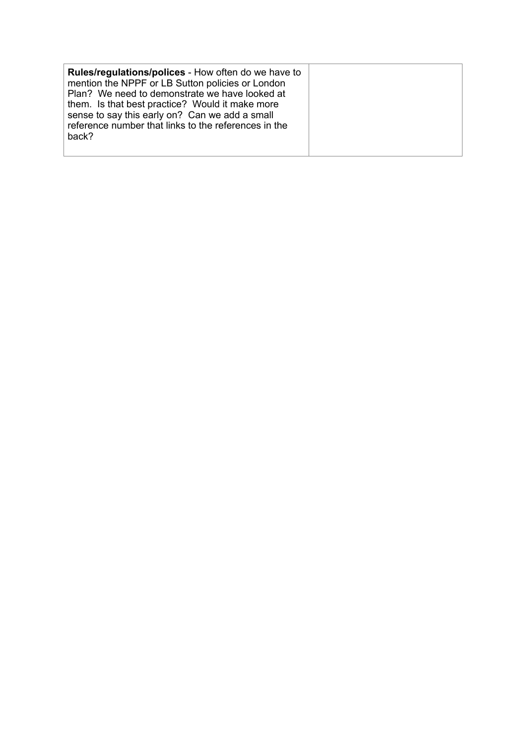| | |
|---|---|
| **Rules/regulations/polices** - How often do we have to mention the NPPF or LB Sutton policies or London Plan? We need to demonstrate we have looked at them. Is that best practice? Would it make more sense to say this early on? Can we add a small reference number that links to the references in the back? | |